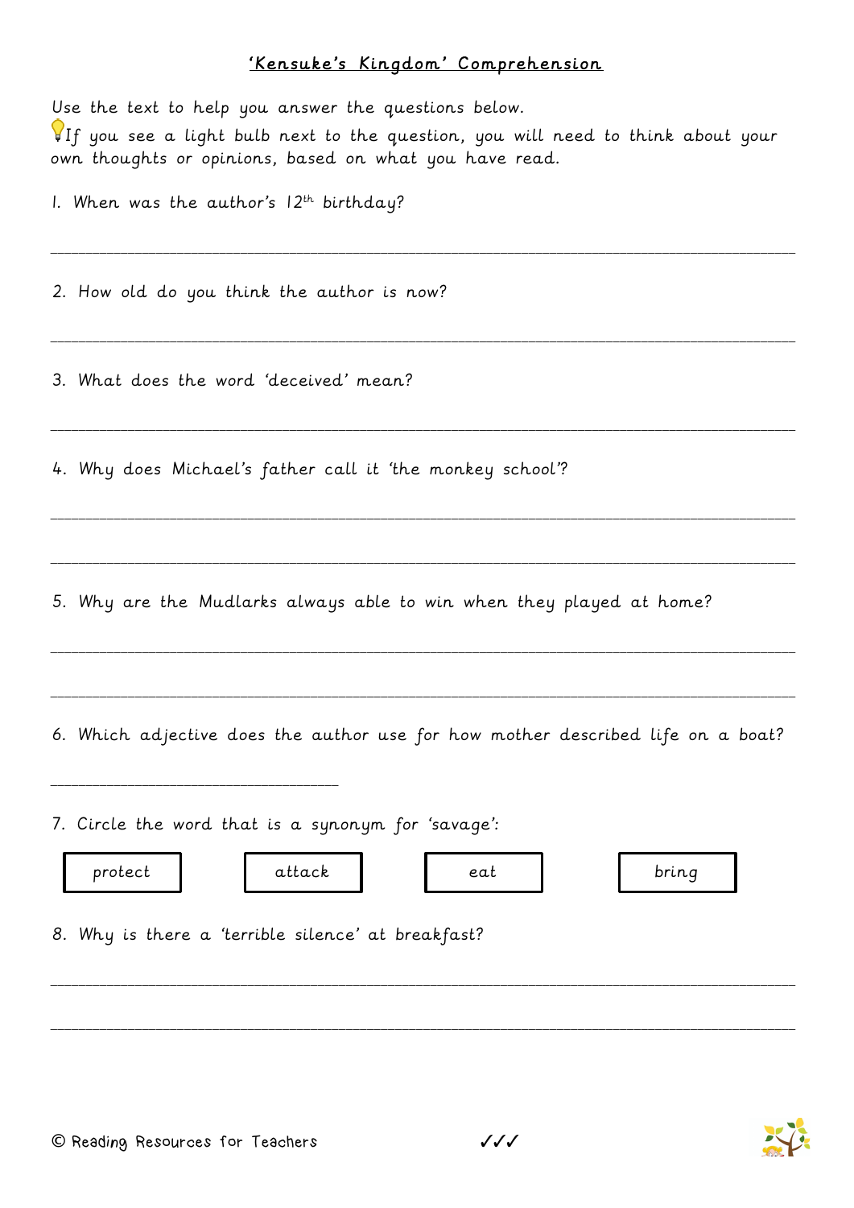# 'Kensuke's Kingdom' Comprehension

Use the text to help you answer the questions below.

💡If you see a light bulb next to the question, you will need to think about your own thoughts or opinions, based on what you have read.

1. When was the author's 12th birthday?

___________________________________________________________________________

2. How old do you think the author is now?

___________________________________________________________________________

3. What does the word 'deceived' mean?

___________________________________________________________________________

4. Why does Michael's father call it 'the monkey school'?

___________________________________________________________________________

___________________________________________________________________________

5. Why are the Mudlarks always able to win when they played at home?

___________________________________________________________________________

___________________________________________________________________________

6. Which adjective does the author use for how mother described life on a boat?

___________________________

7. Circle the word that is a synonym for 'savage':

| protect | attack | eat | bring |
|---|---|---|---|

8. Why is there a 'terrible silence' at breakfast?

___________________________________________________________________________

___________________________________________________________________________

© Reading Resources for Teachers

✓✓✓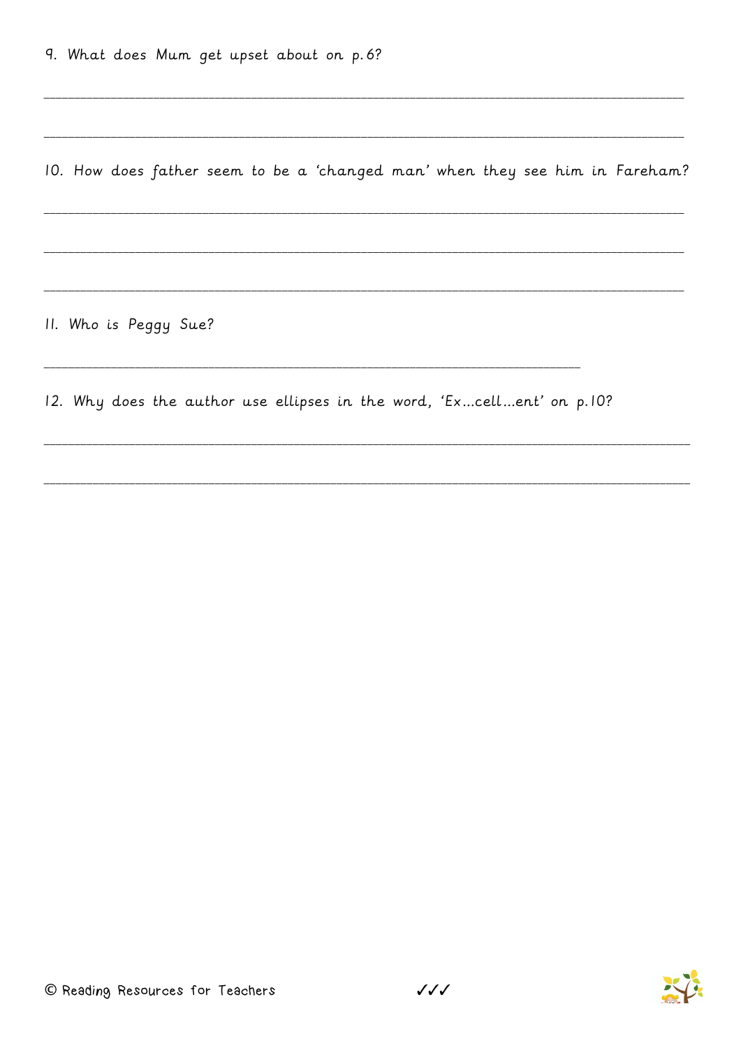9. What does Mum get upset about on p.6?

______________________________________________________________________________

______________________________________________________________________________

10. How does father seem to be a 'changed man' when they see him in Fareham?

______________________________________________________________________________

______________________________________________________________________________

______________________________________________________________________________

11. Who is Peggy Sue?

________________________________________________________________

12. Why does the author use ellipses in the word, 'Ex…cell…ent' on p.10?

______________________________________________________________________________

______________________________________________________________________________

✓✓✓